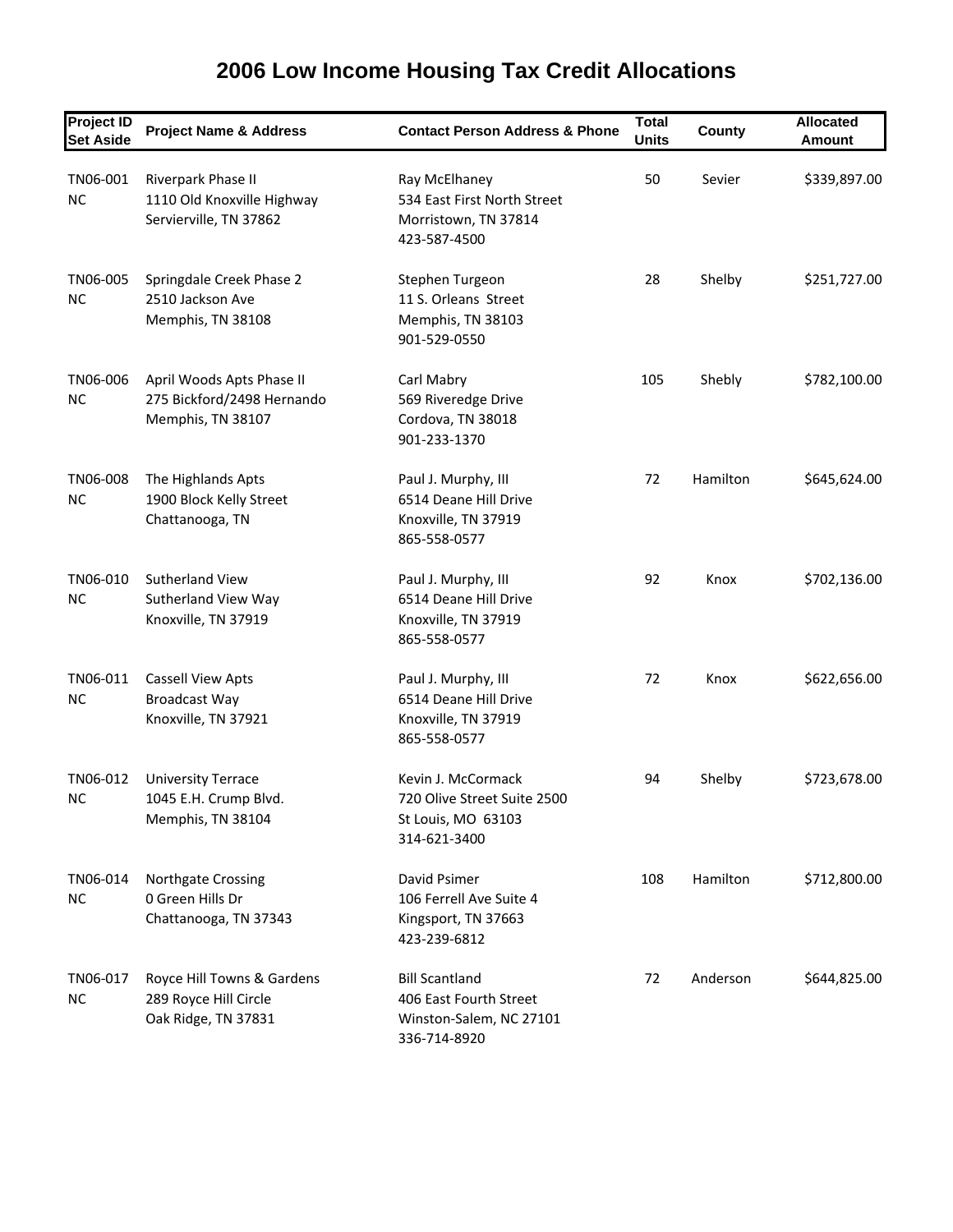# 2006 Low Income Housing Tax Credit Allocations

| Project ID Set Aside | Project Name & Address | Contact Person Address & Phone | Total Units | County | Allocated Amount |
|---|---|---|---|---|---|
| TN06-001 NC | Riverpark Phase II<br>1110 Old Knoxville Highway<br>Servierville, TN 37862 | Ray McElhaney<br>534 East First North Street<br>Morristown, TN 37814<br>423-587-4500 | 50 | Sevier | $339,897.00 |
| TN06-005 NC | Springdale Creek Phase 2<br>2510 Jackson Ave<br>Memphis, TN 38108 | Stephen Turgeon<br>11 S. Orleans Street<br>Memphis, TN 38103<br>901-529-0550 | 28 | Shelby | $251,727.00 |
| TN06-006 NC | April Woods Apts Phase II<br>275 Bickford/2498 Hernando<br>Memphis, TN 38107 | Carl Mabry<br>569 Riveredge Drive<br>Cordova, TN 38018<br>901-233-1370 | 105 | Shebly | $782,100.00 |
| TN06-008 NC | The Highlands Apts<br>1900 Block Kelly Street<br>Chattanooga, TN | Paul J. Murphy, III<br>6514 Deane Hill Drive<br>Knoxville, TN 37919<br>865-558-0577 | 72 | Hamilton | $645,624.00 |
| TN06-010 NC | Sutherland View<br>Sutherland View Way<br>Knoxville, TN 37919 | Paul J. Murphy, III<br>6514 Deane Hill Drive<br>Knoxville, TN 37919<br>865-558-0577 | 92 | Knox | $702,136.00 |
| TN06-011 NC | Cassell View Apts<br>Broadcast Way<br>Knoxville, TN 37921 | Paul J. Murphy, III<br>6514 Deane Hill Drive<br>Knoxville, TN 37919<br>865-558-0577 | 72 | Knox | $622,656.00 |
| TN06-012 NC | University Terrace<br>1045 E.H. Crump Blvd.<br>Memphis, TN 38104 | Kevin J. McCormack<br>720 Olive Street Suite 2500<br>St Louis, MO 63103<br>314-621-3400 | 94 | Shelby | $723,678.00 |
| TN06-014 NC | Northgate Crossing<br>0 Green Hills Dr<br>Chattanooga, TN 37343 | David Psimer<br>106 Ferrell Ave Suite 4<br>Kingsport, TN 37663<br>423-239-6812 | 108 | Hamilton | $712,800.00 |
| TN06-017 NC | Royce Hill Towns & Gardens<br>289 Royce Hill Circle<br>Oak Ridge, TN 37831 | Bill Scantland<br>406 East Fourth Street<br>Winston-Salem, NC 27101<br>336-714-8920 | 72 | Anderson | $644,825.00 |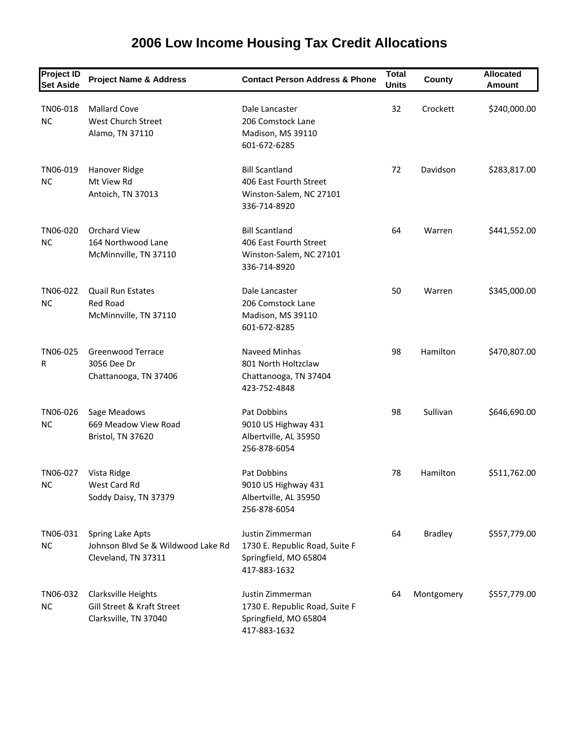# 2006 Low Income Housing Tax Credit Allocations

| Project ID Set Aside | Project Name & Address | Contact Person Address & Phone | Total Units | County | Allocated Amount |
|---|---|---|---|---|---|
| TN06-018 NC | Mallard Cove<br>West Church Street<br>Alamo, TN 37110 | Dale Lancaster<br>206 Comstock Lane<br>Madison, MS 39110<br>601-672-6285 | 32 | Crockett | $240,000.00 |
| TN06-019 NC | Hanover Ridge<br>Mt View Rd<br>Antoich, TN 37013 | Bill Scantland<br>406 East Fourth Street<br>Winston-Salem, NC 27101<br>336-714-8920 | 72 | Davidson | $283,817.00 |
| TN06-020 NC | Orchard View<br>164 Northwood Lane<br>McMinnville, TN 37110 | Bill Scantland<br>406 East Fourth Street<br>Winston-Salem, NC 27101<br>336-714-8920 | 64 | Warren | $441,552.00 |
| TN06-022 NC | Quail Run Estates<br>Red Road<br>McMinnville, TN 37110 | Dale Lancaster<br>206 Comstock Lane<br>Madison, MS 39110<br>601-672-8285 | 50 | Warren | $345,000.00 |
| TN06-025 R | Greenwood Terrace<br>3056 Dee Dr<br>Chattanooga, TN 37406 | Naveed Minhas<br>801 North Holtzclaw<br>Chattanooga, TN 37404<br>423-752-4848 | 98 | Hamilton | $470,807.00 |
| TN06-026 NC | Sage Meadows<br>669 Meadow View Road<br>Bristol, TN 37620 | Pat Dobbins<br>9010 US Highway 431<br>Albertville, AL 35950<br>256-878-6054 | 98 | Sullivan | $646,690.00 |
| TN06-027 NC | Vista Ridge<br>West Card Rd<br>Soddy Daisy, TN 37379 | Pat Dobbins<br>9010 US Highway 431<br>Albertville, AL 35950<br>256-878-6054 | 78 | Hamilton | $511,762.00 |
| TN06-031 NC | Spring Lake Apts<br>Johnson Blvd Se & Wildwood Lake Rd<br>Cleveland, TN 37311 | Justin Zimmerman<br>1730 E. Republic Road, Suite F<br>Springfield, MO 65804<br>417-883-1632 | 64 | Bradley | $557,779.00 |
| TN06-032 NC | Clarksville Heights<br>Gill Street & Kraft Street<br>Clarksville, TN 37040 | Justin Zimmerman<br>1730 E. Republic Road, Suite F<br>Springfield, MO 65804<br>417-883-1632 | 64 | Montgomery | $557,779.00 |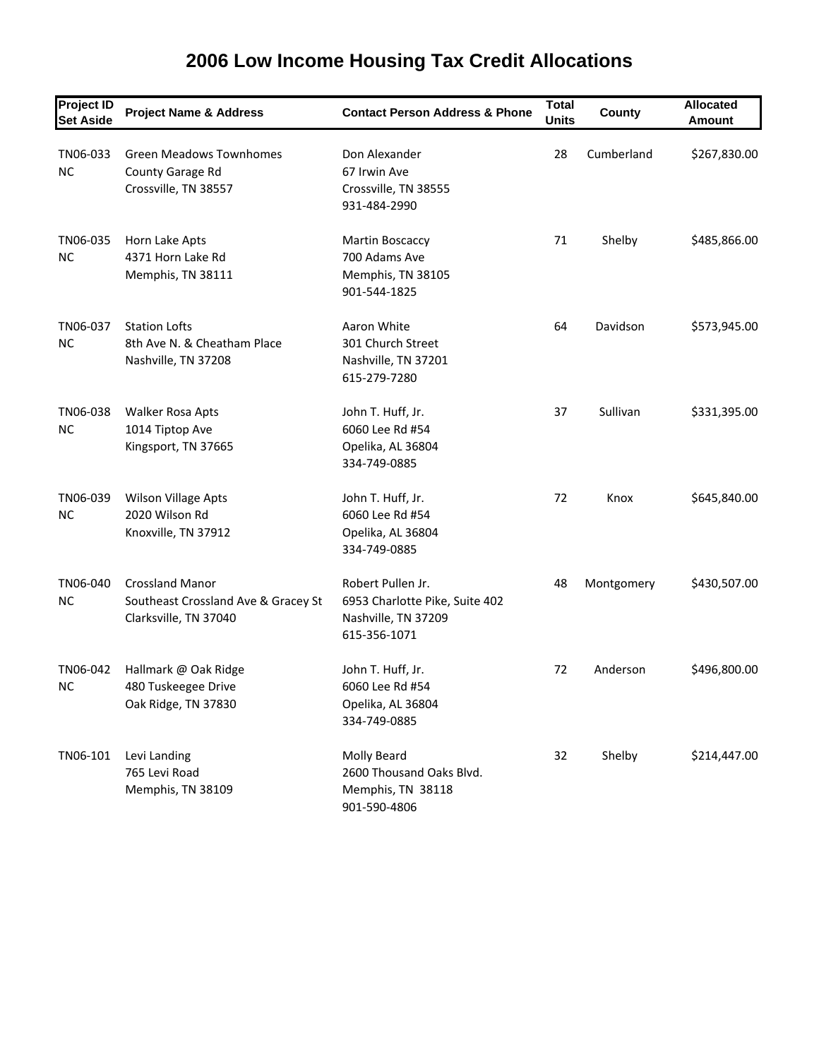# 2006 Low Income Housing Tax Credit Allocations

| Project ID Set Aside | Project Name & Address | Contact Person Address & Phone | Total Units | County | Allocated Amount |
|---|---|---|---|---|---|
| TN06-033 NC | Green Meadows Townhomes<br>County Garage Rd<br>Crossville, TN 38557 | Don Alexander<br>67 Irwin Ave<br>Crossville, TN 38555<br>931-484-2990 | 28 | Cumberland | $267,830.00 |
| TN06-035 NC | Horn Lake Apts<br>4371 Horn Lake Rd<br>Memphis, TN 38111 | Martin Boscaccy<br>700 Adams Ave<br>Memphis, TN 38105<br>901-544-1825 | 71 | Shelby | $485,866.00 |
| TN06-037 NC | Station Lofts<br>8th Ave N. & Cheatham Place<br>Nashville, TN 37208 | Aaron White<br>301 Church Street<br>Nashville, TN 37201<br>615-279-7280 | 64 | Davidson | $573,945.00 |
| TN06-038 NC | Walker Rosa Apts<br>1014 Tiptop Ave<br>Kingsport, TN 37665 | John T. Huff, Jr.<br>6060 Lee Rd #54<br>Opelika, AL 36804<br>334-749-0885 | 37 | Sullivan | $331,395.00 |
| TN06-039 NC | Wilson Village Apts<br>2020 Wilson Rd<br>Knoxville, TN 37912 | John T. Huff, Jr.<br>6060 Lee Rd #54<br>Opelika, AL 36804<br>334-749-0885 | 72 | Knox | $645,840.00 |
| TN06-040 NC | Crossland Manor<br>Southeast Crossland Ave & Gracey St<br>Clarksville, TN 37040 | Robert Pullen Jr.<br>6953 Charlotte Pike, Suite 402<br>Nashville, TN 37209<br>615-356-1071 | 48 | Montgomery | $430,507.00 |
| TN06-042 NC | Hallmark @ Oak Ridge<br>480 Tuskeegee Drive<br>Oak Ridge, TN 37830 | John T. Huff, Jr.<br>6060 Lee Rd #54<br>Opelika, AL 36804<br>334-749-0885 | 72 | Anderson | $496,800.00 |
| TN06-101 | Levi Landing<br>765 Levi Road<br>Memphis, TN 38109 | Molly Beard<br>2600 Thousand Oaks Blvd.<br>Memphis, TN 38118<br>901-590-4806 | 32 | Shelby | $214,447.00 |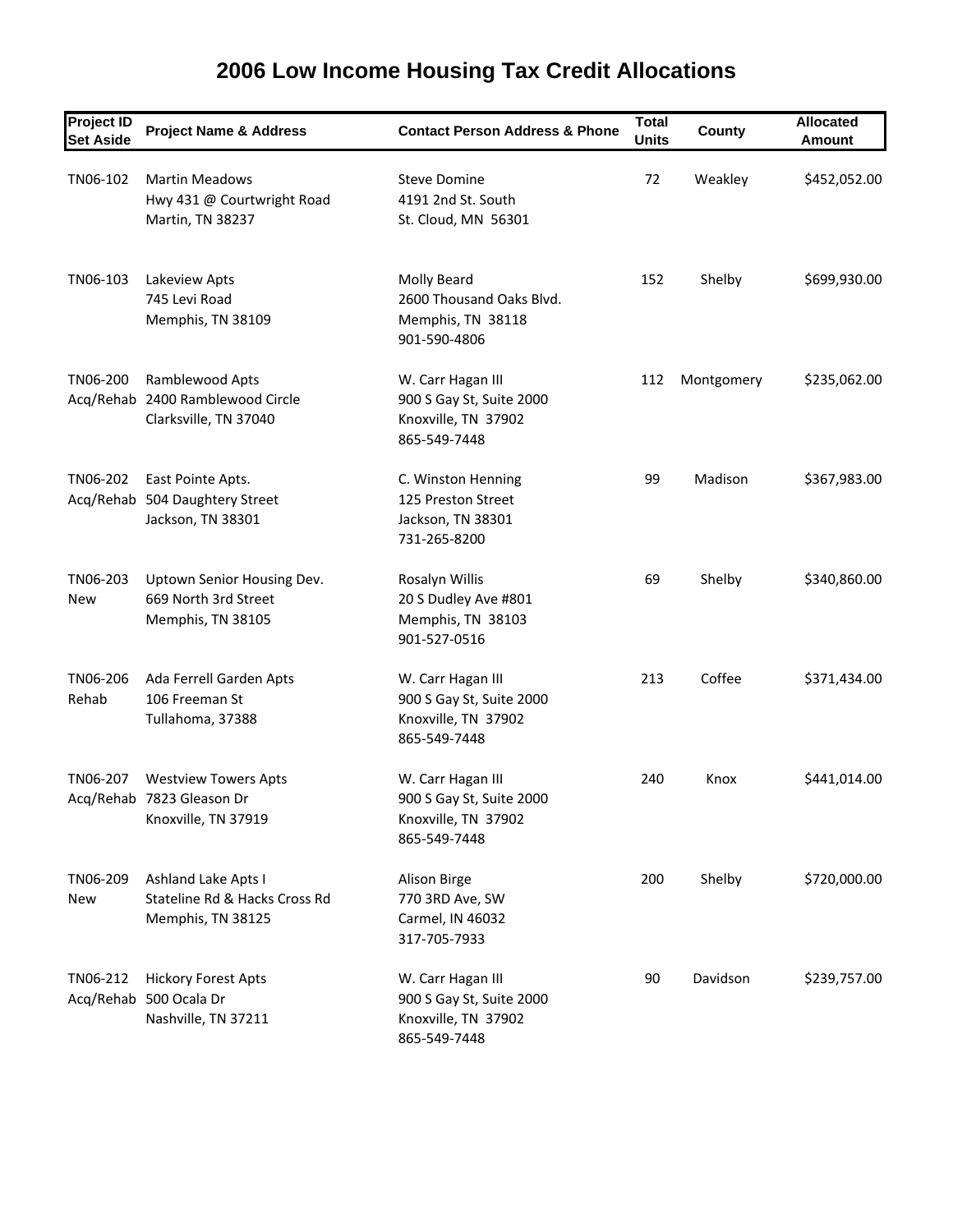# 2006 Low Income Housing Tax Credit Allocations

| Project ID Set Aside | Project Name & Address | Contact Person Address & Phone | Total Units | County | Allocated Amount |
|---|---|---|---|---|---|
| TN06-102 | Martin Meadows<br>Hwy 431 @ Courtwright Road<br>Martin, TN 38237 | Steve Domine<br>4191 2nd St. South<br>St. Cloud, MN 56301 | 72 | Weakley | $452,052.00 |
| TN06-103 | Lakeview Apts<br>745 Levi Road<br>Memphis, TN 38109 | Molly Beard<br>2600 Thousand Oaks Blvd.<br>Memphis, TN 38118<br>901-590-4806 | 152 | Shelby | $699,930.00 |
| TN06-200<br>Acq/Rehab | Ramblewood Apts<br>2400 Ramblewood Circle<br>Clarksville, TN 37040 | W. Carr Hagan III<br>900 S Gay St, Suite 2000<br>Knoxville, TN 37902<br>865-549-7448 | 112 | Montgomery | $235,062.00 |
| TN06-202<br>Acq/Rehab | East Pointe Apts.<br>504 Daughtery Street<br>Jackson, TN 38301 | C. Winston Henning<br>125 Preston Street<br>Jackson, TN 38301<br>731-265-8200 | 99 | Madison | $367,983.00 |
| TN06-203<br>New | Uptown Senior Housing Dev.<br>669 North 3rd Street<br>Memphis, TN 38105 | Rosalyn Willis<br>20 S Dudley Ave #801<br>Memphis, TN 38103<br>901-527-0516 | 69 | Shelby | $340,860.00 |
| TN06-206<br>Rehab | Ada Ferrell Garden Apts<br>106 Freeman St<br>Tullahoma, 37388 | W. Carr Hagan III<br>900 S Gay St, Suite 2000<br>Knoxville, TN 37902<br>865-549-7448 | 213 | Coffee | $371,434.00 |
| TN06-207<br>Acq/Rehab | Westview Towers Apts<br>7823 Gleason Dr<br>Knoxville, TN 37919 | W. Carr Hagan III<br>900 S Gay St, Suite 2000<br>Knoxville, TN 37902<br>865-549-7448 | 240 | Knox | $441,014.00 |
| TN06-209<br>New | Ashland Lake Apts I<br>Stateline Rd & Hacks Cross Rd<br>Memphis, TN 38125 | Alison Birge<br>770 3RD Ave, SW<br>Carmel, IN 46032<br>317-705-7933 | 200 | Shelby | $720,000.00 |
| TN06-212<br>Acq/Rehab | Hickory Forest Apts<br>500 Ocala Dr<br>Nashville, TN 37211 | W. Carr Hagan III<br>900 S Gay St, Suite 2000<br>Knoxville, TN 37902<br>865-549-7448 | 90 | Davidson | $239,757.00 |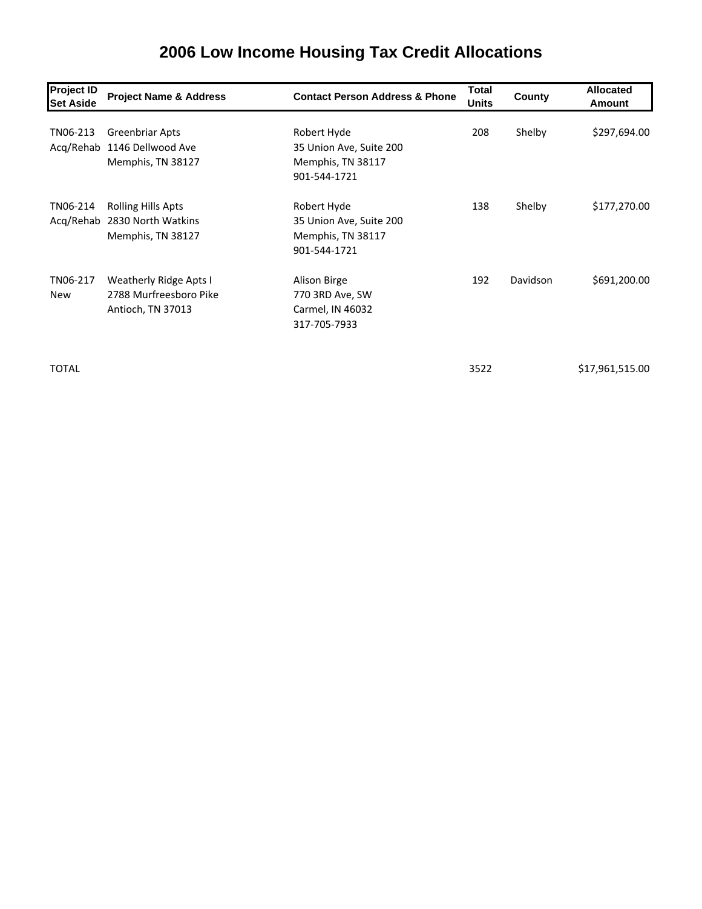# 2006 Low Income Housing Tax Credit Allocations

| Project ID Set Aside | Project Name & Address | Contact Person Address & Phone | Total Units | County | Allocated Amount |
|---|---|---|---|---|---|
| TN06-213 Acq/Rehab | Greenbriar Apts 1146 Dellwood Ave Memphis, TN 38127 | Robert Hyde 35 Union Ave, Suite 200 Memphis, TN 38117 901-544-1721 | 208 | Shelby | $297,694.00 |
| TN06-214 Acq/Rehab | Rolling Hills Apts 2830 North Watkins Memphis, TN 38127 | Robert Hyde 35 Union Ave, Suite 200 Memphis, TN 38117 901-544-1721 | 138 | Shelby | $177,270.00 |
| TN06-217 New | Weatherly Ridge Apts I 2788 Murfreesboro Pike Antioch, TN 37013 | Alison Birge 770 3RD Ave, SW Carmel, IN 46032 317-705-7933 | 192 | Davidson | $691,200.00 |
| TOTAL | | | 3522 | | $17,961,515.00 |